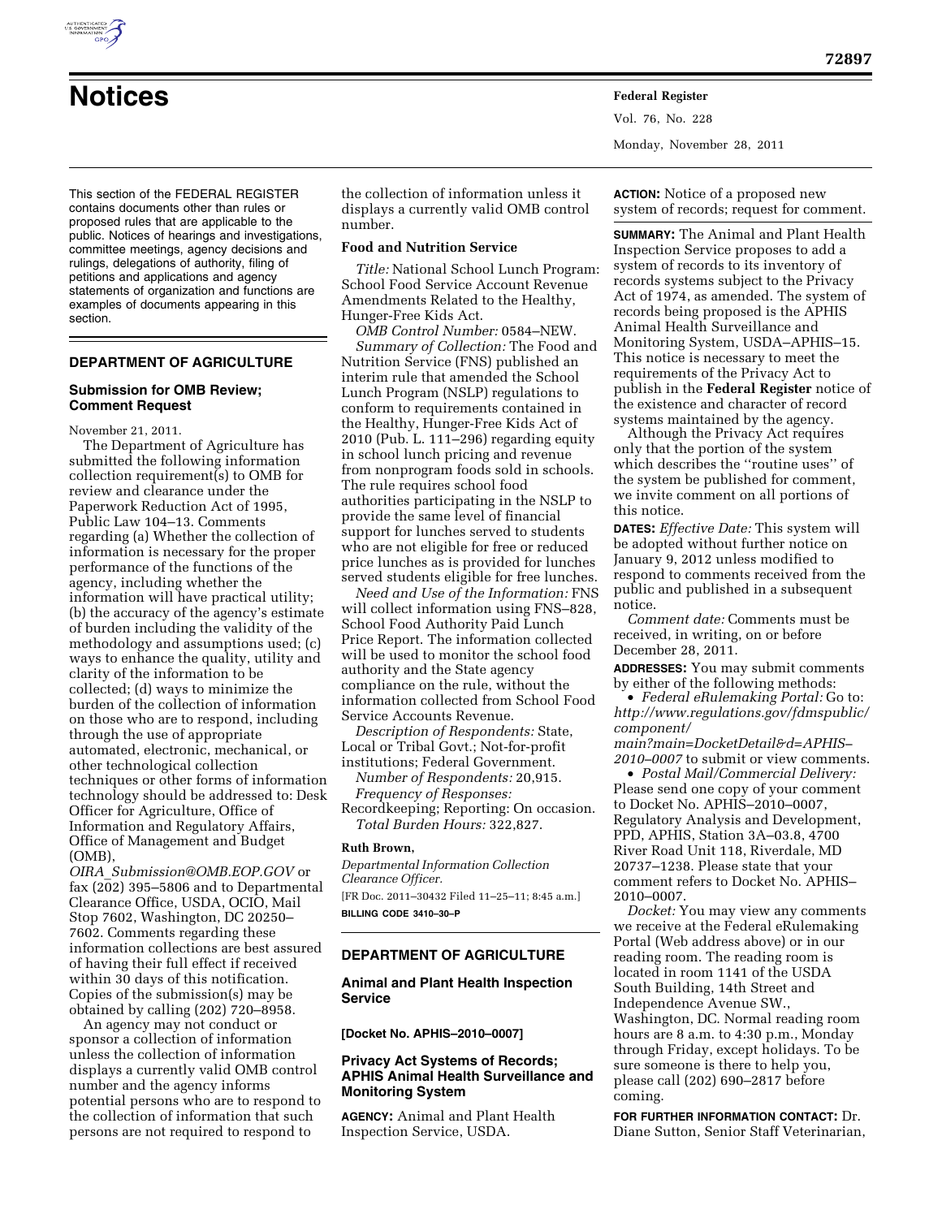# Notices

This section of the FEDERAL REGISTER contains documents other than rules or proposed rules that are applicable to the public. Notices of hearings and investigations, committee meetings, agency decisions and rulings, delegations of authority, filing of petitions and applications and agency statements of organization and functions are examples of documents appearing in this section.

## DEPARTMENT OF AGRICULTURE

### Submission for OMB Review; Comment Request

November 21, 2011.

The Department of Agriculture has submitted the following information collection requirement(s) to OMB for review and clearance under the Paperwork Reduction Act of 1995, Public Law 104–13. Comments regarding (a) Whether the collection of information is necessary for the proper performance of the functions of the agency, including whether the information will have practical utility; (b) the accuracy of the agency's estimate of burden including the validity of the methodology and assumptions used; (c) ways to enhance the quality, utility and clarity of the information to be collected; (d) ways to minimize the burden of the collection of information on those who are to respond, including through the use of appropriate automated, electronic, mechanical, or other technological collection techniques or other forms of information technology should be addressed to: Desk Officer for Agriculture, Office of Information and Regulatory Affairs, Office of Management and Budget (OMB), *OIRA_Submission@OMB.EOP.GOV* or fax (202) 395–5806 and to Departmental Clearance Office, USDA, OCIO, Mail Stop 7602, Washington, DC 20250–7602. Comments regarding these information collections are best assured of having their full effect if received within 30 days of this notification. Copies of the submission(s) may be obtained by calling (202) 720–8958.

An agency may not conduct or sponsor a collection of information unless the collection of information displays a currently valid OMB control number and the agency informs potential persons who are to respond to the collection of information that such persons are not required to respond to the collection of information unless it displays a currently valid OMB control number.

### Food and Nutrition Service

*Title:* National School Lunch Program: School Food Service Account Revenue Amendments Related to the Healthy, Hunger-Free Kids Act.

*OMB Control Number:* 0584–NEW.

*Summary of Collection:* The Food and Nutrition Service (FNS) published an interim rule that amended the School Lunch Program (NSLP) regulations to conform to requirements contained in the Healthy, Hunger-Free Kids Act of 2010 (Pub. L. 111–296) regarding equity in school lunch pricing and revenue from nonprogram foods sold in schools. The rule requires school food authorities participating in the NSLP to provide the same level of financial support for lunches served to students who are not eligible for free or reduced price lunches as is provided for lunches served students eligible for free lunches.

*Need and Use of the Information:* FNS will collect information using FNS–828, School Food Authority Paid Lunch Price Report. The information collected will be used to monitor the school food authority and the State agency compliance on the rule, without the information collected from School Food Service Accounts Revenue.

*Description of Respondents:* State, Local or Tribal Govt.; Not-for-profit institutions; Federal Government.

*Number of Respondents:* 20,915.

*Frequency of Responses:* Recordkeeping; Reporting: On occasion.

*Total Burden Hours:* 322,827.

**Ruth Brown,**

*Departmental Information Collection Clearance Officer.*

[FR Doc. 2011–30432 Filed 11–25–11; 8:45 a.m.]

**BILLING CODE 3410–30–P**

## DEPARTMENT OF AGRICULTURE

### Animal and Plant Health Inspection Service

**[Docket No. APHIS–2010–0007]**

### Privacy Act Systems of Records; APHIS Animal Health Surveillance and Monitoring System

**AGENCY:** Animal and Plant Health Inspection Service, USDA.

**ACTION:** Notice of a proposed new system of records; request for comment.

**SUMMARY:** The Animal and Plant Health Inspection Service proposes to add a system of records to its inventory of records systems subject to the Privacy Act of 1974, as amended. The system of records being proposed is the APHIS Animal Health Surveillance and Monitoring System, USDA–APHIS–15. This notice is necessary to meet the requirements of the Privacy Act to publish in the **Federal Register** notice of the existence and character of record systems maintained by the agency.

Although the Privacy Act requires only that the portion of the system which describes the ''routine uses'' of the system be published for comment, we invite comment on all portions of this notice.

**DATES:** *Effective Date:* This system will be adopted without further notice on January 9, 2012 unless modified to respond to comments received from the public and published in a subsequent notice.

*Comment date:* Comments must be received, in writing, on or before December 28, 2011.

**ADDRESSES:** You may submit comments by either of the following methods:

- *Federal eRulemaking Portal:* Go to: *http://www.regulations.gov/fdmspublic/component/main?main=DocketDetail&d=APHIS–2010–0007* to submit or view comments.
- *Postal Mail/Commercial Delivery:* Please send one copy of your comment to Docket No. APHIS–2010–0007, Regulatory Analysis and Development, PPD, APHIS, Station 3A–03.8, 4700 River Road Unit 118, Riverdale, MD 20737–1238. Please state that your comment refers to Docket No. APHIS–2010–0007.

*Docket:* You may view any comments we receive at the Federal eRulemaking Portal (Web address above) or in our reading room. The reading room is located in room 1141 of the USDA South Building, 14th Street and Independence Avenue SW., Washington, DC. Normal reading room hours are 8 a.m. to 4:30 p.m., Monday through Friday, except holidays. To be sure someone is there to help you, please call (202) 690–2817 before coming.

**FOR FURTHER INFORMATION CONTACT:** Dr. Diane Sutton, Senior Staff Veterinarian,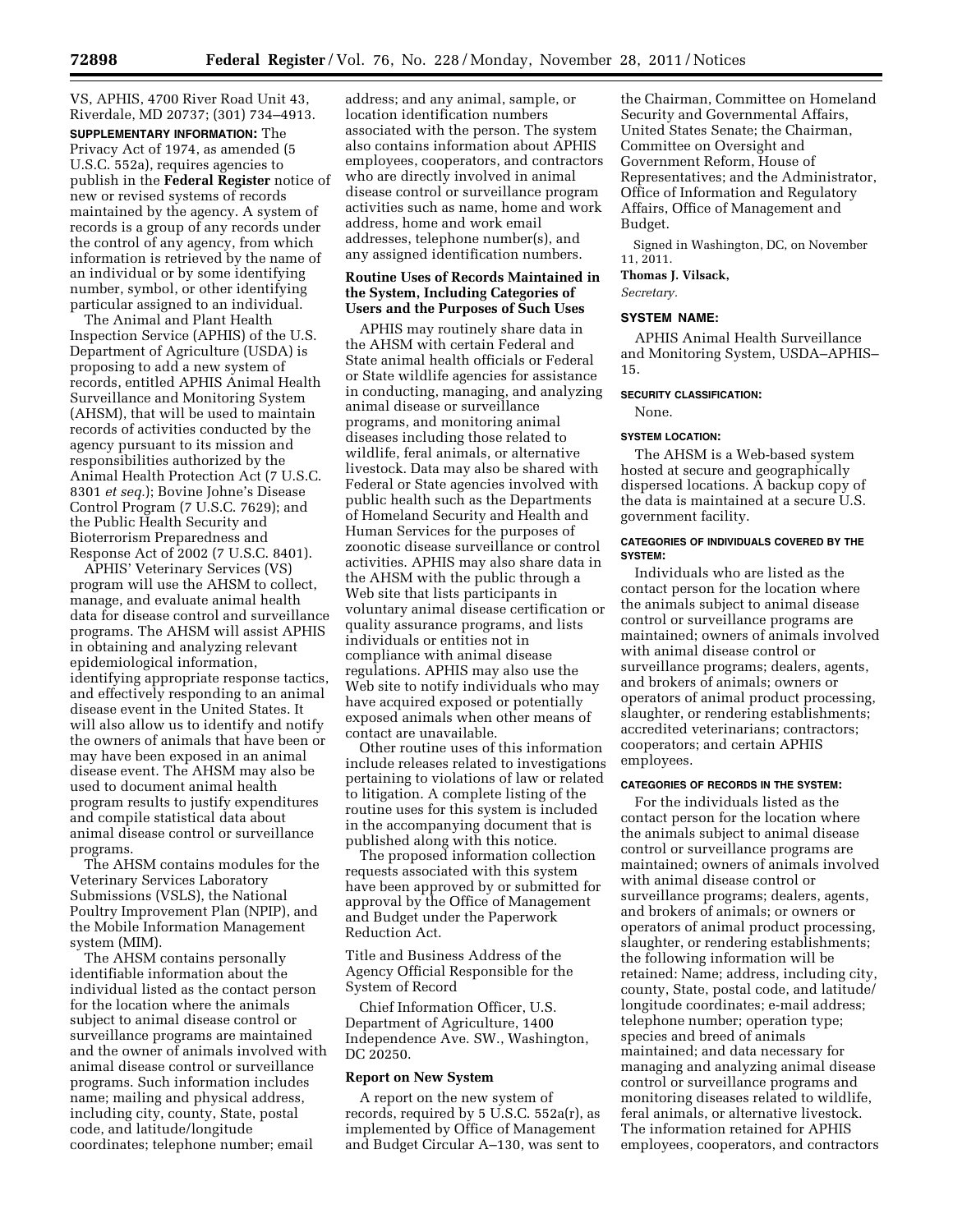VS, APHIS, 4700 River Road Unit 43, Riverdale, MD 20737; (301) 734–4913.

**SUPPLEMENTARY INFORMATION:** The Privacy Act of 1974, as amended (5 U.S.C. 552a), requires agencies to publish in the **Federal Register** notice of new or revised systems of records maintained by the agency. A system of records is a group of any records under the control of any agency, from which information is retrieved by the name of an individual or by some identifying number, symbol, or other identifying particular assigned to an individual.

The Animal and Plant Health Inspection Service (APHIS) of the U.S. Department of Agriculture (USDA) is proposing to add a new system of records, entitled APHIS Animal Health Surveillance and Monitoring System (AHSM), that will be used to maintain records of activities conducted by the agency pursuant to its mission and responsibilities authorized by the Animal Health Protection Act (7 U.S.C. 8301 *et seq.*); Bovine Johne's Disease Control Program (7 U.S.C. 7629); and the Public Health Security and Bioterrorism Preparedness and Response Act of 2002 (7 U.S.C. 8401).

APHIS' Veterinary Services (VS) program will use the AHSM to collect, manage, and evaluate animal health data for disease control and surveillance programs. The AHSM will assist APHIS in obtaining and analyzing relevant epidemiological information, identifying appropriate response tactics, and effectively responding to an animal disease event in the United States. It will also allow us to identify and notify the owners of animals that have been or may have been exposed in an animal disease event. The AHSM may also be used to document animal health program results to justify expenditures and compile statistical data about animal disease control or surveillance programs.

The AHSM contains modules for the Veterinary Services Laboratory Submissions (VSLS), the National Poultry Improvement Plan (NPIP), and the Mobile Information Management system (MIM).

The AHSM contains personally identifiable information about the individual listed as the contact person for the location where the animals subject to animal disease control or surveillance programs are maintained and the owner of animals involved with animal disease control or surveillance programs. Such information includes name; mailing and physical address, including city, county, State, postal code, and latitude/longitude coordinates; telephone number; email address; and any animal, sample, or location identification numbers associated with the person. The system also contains information about APHIS employees, cooperators, and contractors who are directly involved in animal disease control or surveillance program activities such as name, home and work address, home and work email addresses, telephone number(s), and any assigned identification numbers.

**Routine Uses of Records Maintained in the System, Including Categories of Users and the Purposes of Such Uses**

APHIS may routinely share data in the AHSM with certain Federal and State animal health officials or Federal or State wildlife agencies for assistance in conducting, managing, and analyzing animal disease or surveillance programs, and monitoring animal diseases including those related to wildlife, feral animals, or alternative livestock. Data may also be shared with Federal or State agencies involved with public health such as the Departments of Homeland Security and Health and Human Services for the purposes of zoonotic disease surveillance or control activities. APHIS may also share data in the AHSM with the public through a Web site that lists participants in voluntary animal disease certification or quality assurance programs, and lists individuals or entities not in compliance with animal disease regulations. APHIS may also use the Web site to notify individuals who may have acquired exposed or potentially exposed animals when other means of contact are unavailable.

Other routine uses of this information include releases related to investigations pertaining to violations of law or related to litigation. A complete listing of the routine uses for this system is included in the accompanying document that is published along with this notice.

The proposed information collection requests associated with this system have been approved by or submitted for approval by the Office of Management and Budget under the Paperwork Reduction Act.

Title and Business Address of the Agency Official Responsible for the System of Record

Chief Information Officer, U.S. Department of Agriculture, 1400 Independence Ave. SW., Washington, DC 20250.

**Report on New System**

A report on the new system of records, required by 5 U.S.C. 552a(r), as implemented by Office of Management and Budget Circular A–130, was sent to the Chairman, Committee on Homeland Security and Governmental Affairs, United States Senate; the Chairman, Committee on Oversight and Government Reform, House of Representatives; and the Administrator, Office of Information and Regulatory Affairs, Office of Management and Budget.

Signed in Washington, DC, on November 11, 2011.

**Thomas J. Vilsack,**

*Secretary.*

**SYSTEM NAME:**

APHIS Animal Health Surveillance and Monitoring System, USDA–APHIS–15.

**SECURITY CLASSIFICATION:**

None.

**SYSTEM LOCATION:**

The AHSM is a Web-based system hosted at secure and geographically dispersed locations. A backup copy of the data is maintained at a secure U.S. government facility.

**CATEGORIES OF INDIVIDUALS COVERED BY THE SYSTEM:**

Individuals who are listed as the contact person for the location where the animals subject to animal disease control or surveillance programs are maintained; owners of animals involved with animal disease control or surveillance programs; dealers, agents, and brokers of animals; owners or operators of animal product processing, slaughter, or rendering establishments; accredited veterinarians; contractors; cooperators; and certain APHIS employees.

**CATEGORIES OF RECORDS IN THE SYSTEM:**

For the individuals listed as the contact person for the location where the animals subject to animal disease control or surveillance programs are maintained; owners of animals involved with animal disease control or surveillance programs; dealers, agents, and brokers of animals; or owners or operators of animal product processing, slaughter, or rendering establishments; the following information will be retained: Name; address, including city, county, State, postal code, and latitude/longitude coordinates; e-mail address; telephone number; operation type; species and breed of animals maintained; and data necessary for managing and analyzing animal disease control or surveillance programs and monitoring diseases related to wildlife, feral animals, or alternative livestock. The information retained for APHIS employees, cooperators, and contractors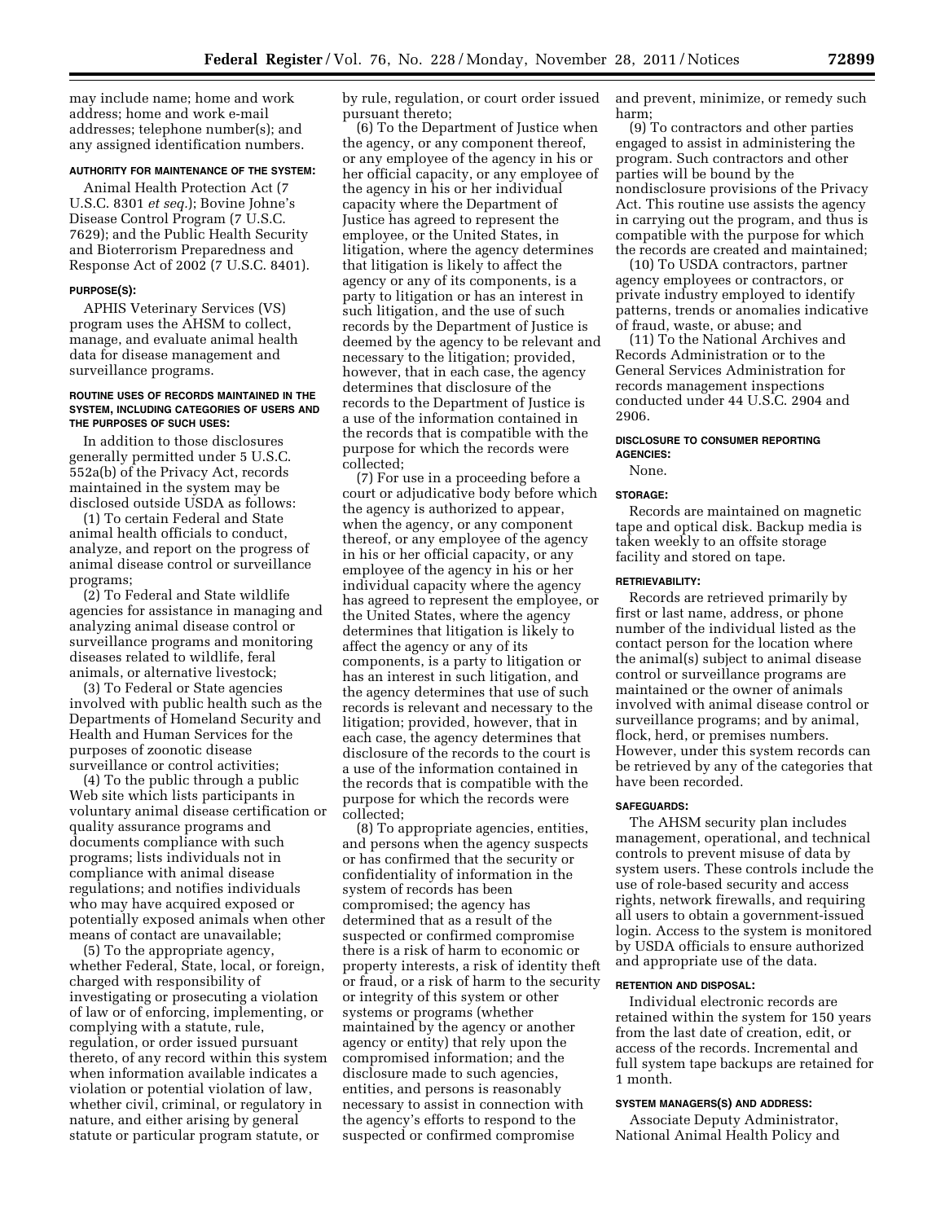may include name; home and work address; home and work e-mail addresses; telephone number(s); and any assigned identification numbers.

#### AUTHORITY FOR MAINTENANCE OF THE SYSTEM:

Animal Health Protection Act (7 U.S.C. 8301 *et seq.*); Bovine Johne's Disease Control Program (7 U.S.C. 7629); and the Public Health Security and Bioterrorism Preparedness and Response Act of 2002 (7 U.S.C. 8401).

#### PURPOSE(S):

APHIS Veterinary Services (VS) program uses the AHSM to collect, manage, and evaluate animal health data for disease management and surveillance programs.

#### ROUTINE USES OF RECORDS MAINTAINED IN THE SYSTEM, INCLUDING CATEGORIES OF USERS AND THE PURPOSES OF SUCH USES:

In addition to those disclosures generally permitted under 5 U.S.C. 552a(b) of the Privacy Act, records maintained in the system may be disclosed outside USDA as follows:

(1) To certain Federal and State animal health officials to conduct, analyze, and report on the progress of animal disease control or surveillance programs;

(2) To Federal and State wildlife agencies for assistance in managing and analyzing animal disease control or surveillance programs and monitoring diseases related to wildlife, feral animals, or alternative livestock;

(3) To Federal or State agencies involved with public health such as the Departments of Homeland Security and Health and Human Services for the purposes of zoonotic disease surveillance or control activities;

(4) To the public through a public Web site which lists participants in voluntary animal disease certification or quality assurance programs and documents compliance with such programs; lists individuals not in compliance with animal disease regulations; and notifies individuals who may have acquired exposed or potentially exposed animals when other means of contact are unavailable;

(5) To the appropriate agency, whether Federal, State, local, or foreign, charged with responsibility of investigating or prosecuting a violation of law or of enforcing, implementing, or complying with a statute, rule, regulation, or order issued pursuant thereto, of any record within this system when information available indicates a violation or potential violation of law, whether civil, criminal, or regulatory in nature, and either arising by general statute or particular program statute, or by rule, regulation, or court order issued pursuant thereto;

(6) To the Department of Justice when the agency, or any component thereof, or any employee of the agency in his or her official capacity, or any employee of the agency in his or her individual capacity where the Department of Justice has agreed to represent the employee, or the United States, in litigation, where the agency determines that litigation is likely to affect the agency or any of its components, is a party to litigation or has an interest in such litigation, and the use of such records by the Department of Justice is deemed by the agency to be relevant and necessary to the litigation; provided, however, that in each case, the agency determines that disclosure of the records to the Department of Justice is a use of the information contained in the records that is compatible with the purpose for which the records were collected;

(7) For use in a proceeding before a court or adjudicative body before which the agency is authorized to appear, when the agency, or any component thereof, or any employee of the agency in his or her official capacity, or any employee of the agency in his or her individual capacity where the agency has agreed to represent the employee, or the United States, where the agency determines that litigation is likely to affect the agency or any of its components, is a party to litigation or has an interest in such litigation, and the agency determines that use of such records is relevant and necessary to the litigation; provided, however, that in each case, the agency determines that disclosure of the records to the court is a use of the information contained in the records that is compatible with the purpose for which the records were collected;

(8) To appropriate agencies, entities, and persons when the agency suspects or has confirmed that the security or confidentiality of information in the system of records has been compromised; the agency has determined that as a result of the suspected or confirmed compromise there is a risk of harm to economic or property interests, a risk of identity theft or fraud, or a risk of harm to the security or integrity of this system or other systems or programs (whether maintained by the agency or another agency or entity) that rely upon the compromised information; and the disclosure made to such agencies, entities, and persons is reasonably necessary to assist in connection with the agency's efforts to respond to the suspected or confirmed compromise and prevent, minimize, or remedy such harm;

(9) To contractors and other parties engaged to assist in administering the program. Such contractors and other parties will be bound by the nondisclosure provisions of the Privacy Act. This routine use assists the agency in carrying out the program, and thus is compatible with the purpose for which the records are created and maintained;

(10) To USDA contractors, partner agency employees or contractors, or private industry employed to identify patterns, trends or anomalies indicative of fraud, waste, or abuse; and

(11) To the National Archives and Records Administration or to the General Services Administration for records management inspections conducted under 44 U.S.C. 2904 and 2906.

#### DISCLOSURE TO CONSUMER REPORTING AGENCIES:

None.

#### STORAGE:

Records are maintained on magnetic tape and optical disk. Backup media is taken weekly to an offsite storage facility and stored on tape.

#### RETRIEVABILITY:

Records are retrieved primarily by first or last name, address, or phone number of the individual listed as the contact person for the location where the animal(s) subject to animal disease control or surveillance programs are maintained or the owner of animals involved with animal disease control or surveillance programs; and by animal, flock, herd, or premises numbers. However, under this system records can be retrieved by any of the categories that have been recorded.

#### SAFEGUARDS:

The AHSM security plan includes management, operational, and technical controls to prevent misuse of data by system users. These controls include the use of role-based security and access rights, network firewalls, and requiring all users to obtain a government-issued login. Access to the system is monitored by USDA officials to ensure authorized and appropriate use of the data.

#### RETENTION AND DISPOSAL:

Individual electronic records are retained within the system for 150 years from the last date of creation, edit, or access of the records. Incremental and full system tape backups are retained for 1 month.

#### SYSTEM MANAGERS(S) AND ADDRESS:

Associate Deputy Administrator, National Animal Health Policy and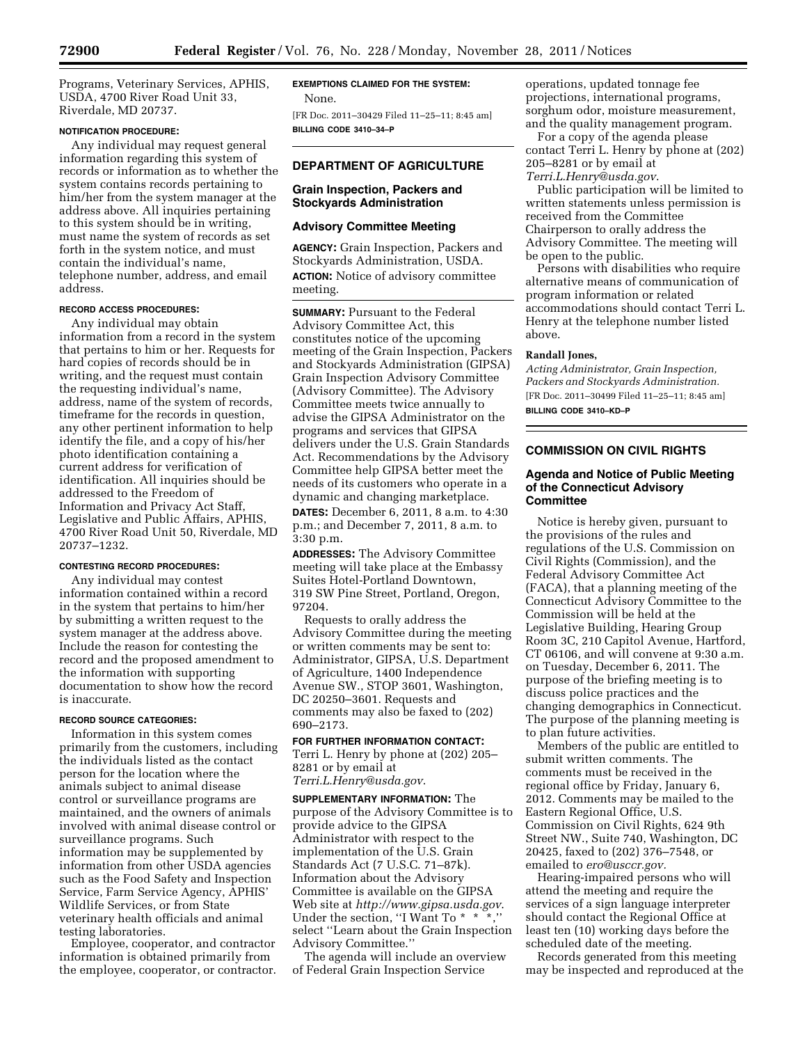Programs, Veterinary Services, APHIS, USDA, 4700 River Road Unit 33, Riverdale, MD 20737.

**NOTIFICATION PROCEDURE:**

Any individual may request general information regarding this system of records or information as to whether the system contains records pertaining to him/her from the system manager at the address above. All inquiries pertaining to this system should be in writing, must name the system of records as set forth in the system notice, and must contain the individual's name, telephone number, address, and email address.

**RECORD ACCESS PROCEDURES:**

Any individual may obtain information from a record in the system that pertains to him or her. Requests for hard copies of records should be in writing, and the request must contain the requesting individual's name, address, name of the system of records, timeframe for the records in question, any other pertinent information to help identify the file, and a copy of his/her photo identification containing a current address for verification of identification. All inquiries should be addressed to the Freedom of Information and Privacy Act Staff, Legislative and Public Affairs, APHIS, 4700 River Road Unit 50, Riverdale, MD 20737–1232.

**CONTESTING RECORD PROCEDURES:**

Any individual may contest information contained within a record in the system that pertains to him/her by submitting a written request to the system manager at the address above. Include the reason for contesting the record and the proposed amendment to the information with supporting documentation to show how the record is inaccurate.

**RECORD SOURCE CATEGORIES:**

Information in this system comes primarily from the customers, including the individuals listed as the contact person for the location where the animals subject to animal disease control or surveillance programs are maintained, and the owners of animals involved with animal disease control or surveillance programs. Such information may be supplemented by information from other USDA agencies such as the Food Safety and Inspection Service, Farm Service Agency, APHIS' Wildlife Services, or from State veterinary health officials and animal testing laboratories.

Employee, cooperator, and contractor information is obtained primarily from the employee, cooperator, or contractor.

**EXEMPTIONS CLAIMED FOR THE SYSTEM:**

None.

[FR Doc. 2011–30429 Filed 11–25–11; 8:45 am]

**BILLING CODE 3410–34–P**

## DEPARTMENT OF AGRICULTURE

### Grain Inspection, Packers and Stockyards Administration

### Advisory Committee Meeting

**AGENCY:** Grain Inspection, Packers and Stockyards Administration, USDA.

**ACTION:** Notice of advisory committee meeting.

**SUMMARY:** Pursuant to the Federal Advisory Committee Act, this constitutes notice of the upcoming meeting of the Grain Inspection, Packers and Stockyards Administration (GIPSA) Grain Inspection Advisory Committee (Advisory Committee). The Advisory Committee meets twice annually to advise the GIPSA Administrator on the programs and services that GIPSA delivers under the U.S. Grain Standards Act. Recommendations by the Advisory Committee help GIPSA better meet the needs of its customers who operate in a dynamic and changing marketplace.

**DATES:** December 6, 2011, 8 a.m. to 4:30 p.m.; and December 7, 2011, 8 a.m. to 3:30 p.m.

**ADDRESSES:** The Advisory Committee meeting will take place at the Embassy Suites Hotel-Portland Downtown, 319 SW Pine Street, Portland, Oregon, 97204.

Requests to orally address the Advisory Committee during the meeting or written comments may be sent to: Administrator, GIPSA, U.S. Department of Agriculture, 1400 Independence Avenue SW., STOP 3601, Washington, DC 20250–3601. Requests and comments may also be faxed to (202) 690–2173.

**FOR FURTHER INFORMATION CONTACT:** Terri L. Henry by phone at (202) 205–8281 or by email at *Terri.L.Henry@usda.gov*.

**SUPPLEMENTARY INFORMATION:** The purpose of the Advisory Committee is to provide advice to the GIPSA Administrator with respect to the implementation of the U.S. Grain Standards Act (7 U.S.C. 71–87k). Information about the Advisory Committee is available on the GIPSA Web site at *http://www.gipsa.usda.gov*. Under the section, ''I Want To * * *,'' select ''Learn about the Grain Inspection Advisory Committee.''

The agenda will include an overview of Federal Grain Inspection Service operations, updated tonnage fee projections, international programs, sorghum odor, moisture measurement, and the quality management program.

For a copy of the agenda please contact Terri L. Henry by phone at (202) 205–8281 or by email at *Terri.L.Henry@usda.gov*.

Public participation will be limited to written statements unless permission is received from the Committee Chairperson to orally address the Advisory Committee. The meeting will be open to the public.

Persons with disabilities who require alternative means of communication of program information or related accommodations should contact Terri L. Henry at the telephone number listed above.

**Randall Jones,**

*Acting Administrator, Grain Inspection, Packers and Stockyards Administration.*

[FR Doc. 2011–30499 Filed 11–25–11; 8:45 am]

**BILLING CODE 3410–KD–P**

## COMMISSION ON CIVIL RIGHTS

### Agenda and Notice of Public Meeting of the Connecticut Advisory Committee

Notice is hereby given, pursuant to the provisions of the rules and regulations of the U.S. Commission on Civil Rights (Commission), and the Federal Advisory Committee Act (FACA), that a planning meeting of the Connecticut Advisory Committee to the Commission will be held at the Legislative Building, Hearing Group Room 3C, 210 Capitol Avenue, Hartford, CT 06106, and will convene at 9:30 a.m. on Tuesday, December 6, 2011. The purpose of the briefing meeting is to discuss police practices and the changing demographics in Connecticut. The purpose of the planning meeting is to plan future activities.

Members of the public are entitled to submit written comments. The comments must be received in the regional office by Friday, January 6, 2012. Comments may be mailed to the Eastern Regional Office, U.S. Commission on Civil Rights, 624 9th Street NW., Suite 740, Washington, DC 20425, faxed to (202) 376–7548, or emailed to *ero@usccr.gov.*

Hearing-impaired persons who will attend the meeting and require the services of a sign language interpreter should contact the Regional Office at least ten (10) working days before the scheduled date of the meeting.

Records generated from this meeting may be inspected and reproduced at the